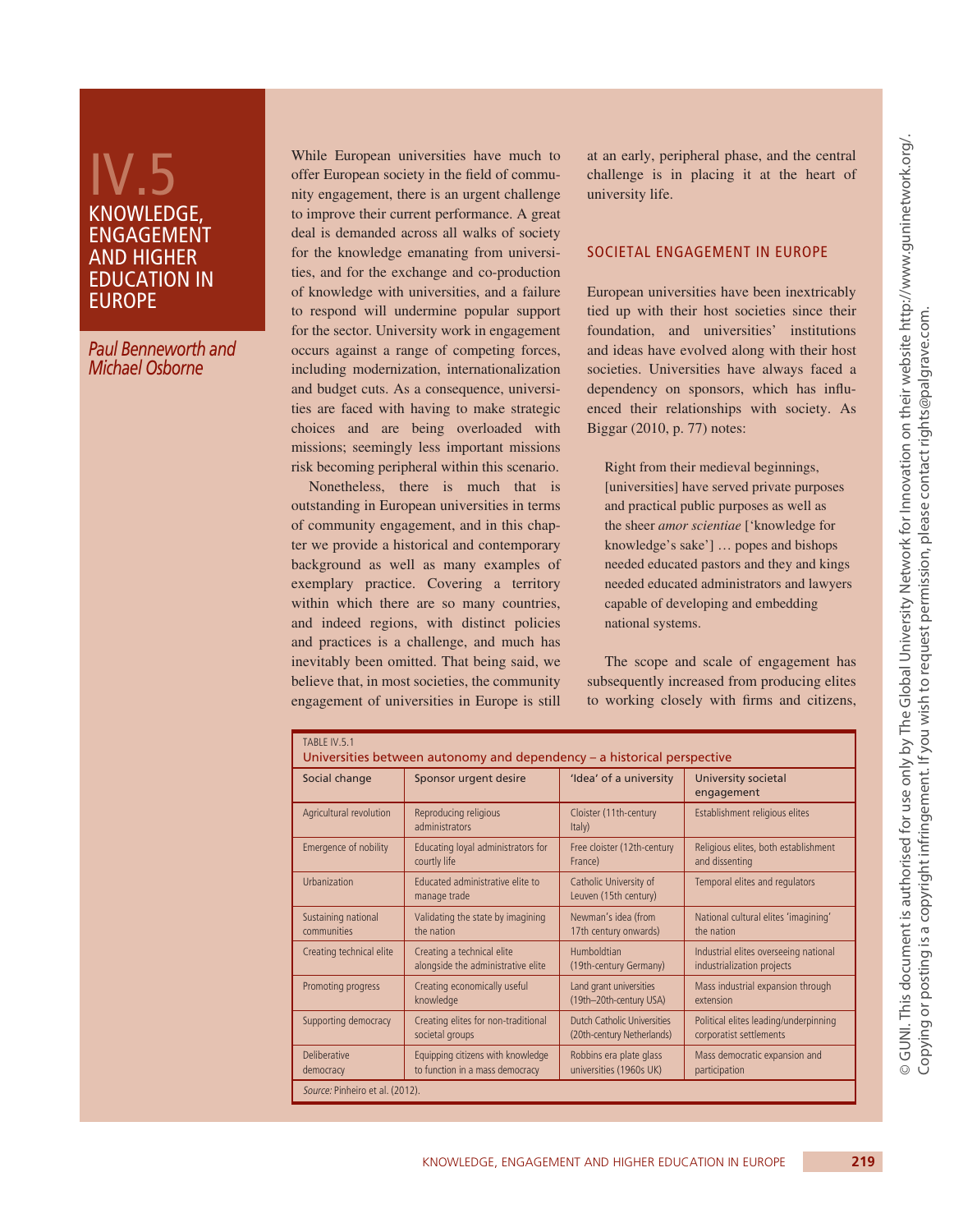# IV.5 KNOWLEDGE, ENGAGEMENT AND HIGHER EDUCATION IN EUROPE

*Paul Benneworth and Michael Osborne*

While European universities have much to offer European society in the field of community engagement, there is an urgent challenge to improve their current performance. A great deal is demanded across all walks of society for the knowledge emanating from universities, and for the exchange and co-production of knowledge with universities, and a failure to respond will undermine popular support for the sector. University work in engagement occurs against a range of competing forces, including modernization, internationalization and budget cuts. As a consequence, universities are faced with having to make strategic choices and are being overloaded with missions; seemingly less important missions risk becoming peripheral within this scenario.

Nonetheless, there is much that is outstanding in European universities in terms of community engagement, and in this chapter we provide a historical and contemporary background as well as many examples of exemplary practice. Covering a territory within which there are so many countries, and indeed regions, with distinct policies and practices is a challenge, and much has inevitably been omitted. That being said, we believe that, in most societies, the community engagement of universities in Europe is still at an early, peripheral phase, and the central challenge is in placing it at the heart of university life.

## SOCIETAL ENGAGEMENT IN EUROPE

European universities have been inextricably tied up with their host societies since their foundation, and universities' institutions and ideas have evolved along with their host societies. Universities have always faced a dependency on sponsors, which has influenced their relationships with society. As Biggar (2010, p. 77) notes:

> Right from their medieval beginnings, [universities] have served private purposes and practical public purposes as well as the sheer *amor scientiae* ['knowledge for knowledge's sake'] … popes and bishops needed educated pastors and they and kings needed educated administrators and lawyers capable of developing and embedding national systems.

The scope and scale of engagement has subsequently increased from producing elites to working closely with firms and citizens,

TABLE IV.5.1
Universities between autonomy and dependency – a historical perspective

| Social change | Sponsor urgent desire | 'Idea' of a university | University societal engagement |
|---|---|---|---|
| Agricultural revolution | Reproducing religious administrators | Cloister (11th-century Italy) | Establishment religious elites |
| Emergence of nobility | Educating loyal administrators for courtly life | Free cloister (12th-century France) | Religious elites, both establishment and dissenting |
| Urbanization | Educated administrative elite to manage trade | Catholic University of Leuven (15th century) | Temporal elites and regulators |
| Sustaining national communities | Validating the state by imagining the nation | Newman's idea (from 17th century onwards) | National cultural elites 'imagining' the nation |
| Creating technical elite | Creating a technical elite alongside the administrative elite | Humboldtian (19th-century Germany) | Industrial elites overseeing national industrialization projects |
| Promoting progress | Creating economically useful knowledge | Land grant universities (19th–20th-century USA) | Mass industrial expansion through extension |
| Supporting democracy | Creating elites for non-traditional societal groups | Dutch Catholic Universities (20th-century Netherlands) | Political elites leading/underpinning corporatist settlements |
| Deliberative democracy | Equipping citizens with knowledge to function in a mass democracy | Robbins era plate glass universities (1960s UK) | Mass democratic expansion and participation |

*Source:* Pinheiro et al. (2012).

© GUNI. This document is authorised for use only by The Global University Network for Innovation on their website http://www.guninetwork.org/. Copying or posting is a copyright infringement. If you wish to request permission, please contact rights@palgrave.com.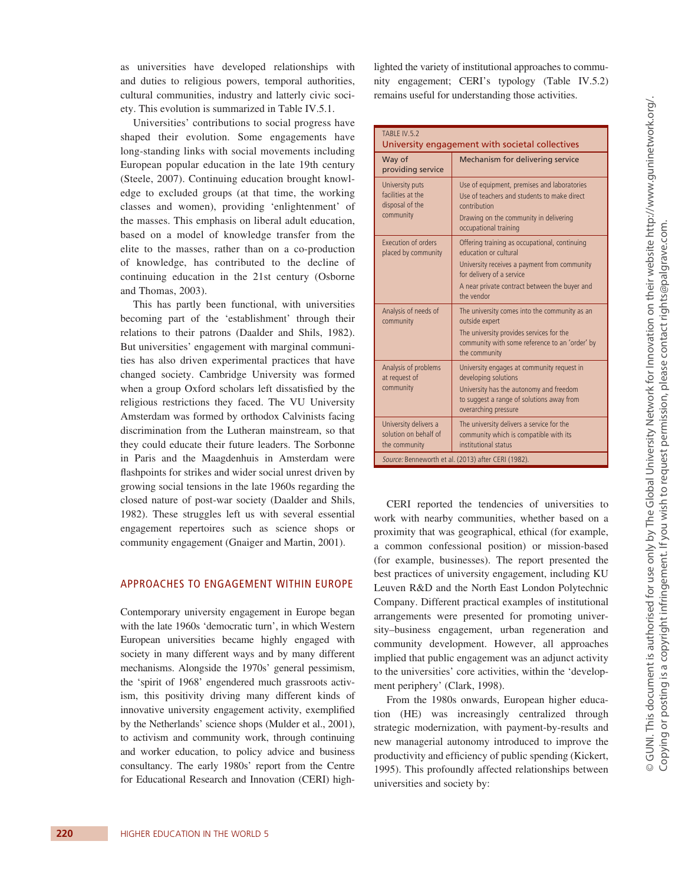as universities have developed relationships with and duties to religious powers, temporal authorities, cultural communities, industry and latterly civic society. This evolution is summarized in Table IV.5.1.

Universities' contributions to social progress have shaped their evolution. Some engagements have long-standing links with social movements including European popular education in the late 19th century (Steele, 2007). Continuing education brought knowledge to excluded groups (at that time, the working classes and women), providing 'enlightenment' of the masses. This emphasis on liberal adult education, based on a model of knowledge transfer from the elite to the masses, rather than on a co-production of knowledge, has contributed to the decline of continuing education in the 21st century (Osborne and Thomas, 2003).

This has partly been functional, with universities becoming part of the 'establishment' through their relations to their patrons (Daalder and Shils, 1982). But universities' engagement with marginal communities has also driven experimental practices that have changed society. Cambridge University was formed when a group Oxford scholars left dissatisfied by the religious restrictions they faced. The VU University Amsterdam was formed by orthodox Calvinists facing discrimination from the Lutheran mainstream, so that they could educate their future leaders. The Sorbonne in Paris and the Maagdenhuis in Amsterdam were flashpoints for strikes and wider social unrest driven by growing social tensions in the late 1960s regarding the closed nature of post-war society (Daalder and Shils, 1982). These struggles left us with several essential engagement repertoires such as science shops or community engagement (Gnaiger and Martin, 2001).

## APPROACHES TO ENGAGEMENT WITHIN EUROPE

Contemporary university engagement in Europe began with the late 1960s 'democratic turn', in which Western European universities became highly engaged with society in many different ways and by many different mechanisms. Alongside the 1970s' general pessimism, the 'spirit of 1968' engendered much grassroots activism, this positivity driving many different kinds of innovative university engagement activity, exemplified by the Netherlands' science shops (Mulder et al., 2001), to activism and community work, through continuing and worker education, to policy advice and business consultancy. The early 1980s' report from the Centre for Educational Research and Innovation (CERI) highlighted the variety of institutional approaches to community engagement; CERI's typology (Table IV.5.2) remains useful for understanding those activities.

TABLE IV.5.2
University engagement with societal collectives

| Way of providing service | Mechanism for delivering service |
|---|---|
| University puts facilities at the disposal of the community | Use of equipment, premises and laboratories<br>Use of teachers and students to make direct contribution<br>Drawing on the community in delivering occupational training |
| Execution of orders placed by community | Offering training as occupational, continuing education or cultural<br>University receives a payment from community for delivery of a service<br>A near private contract between the buyer and the vendor |
| Analysis of needs of community | The university comes into the community as an outside expert<br>The university provides services for the community with some reference to an 'order' by the community |
| Analysis of problems at request of community | University engages at community request in developing solutions<br>University has the autonomy and freedom to suggest a range of solutions away from overarching pressure |
| University delivers a solution on behalf of the community | The university delivers a service for the community which is compatible with its institutional status |

*Source:* Benneworth et al. (2013) after CERI (1982).

CERI reported the tendencies of universities to work with nearby communities, whether based on a proximity that was geographical, ethical (for example, a common confessional position) or mission-based (for example, businesses). The report presented the best practices of university engagement, including KU Leuven R&D and the North East London Polytechnic Company. Different practical examples of institutional arrangements were presented for promoting university–business engagement, urban regeneration and community development. However, all approaches implied that public engagement was an adjunct activity to the universities' core activities, within the 'development periphery' (Clark, 1998).

From the 1980s onwards, European higher education (HE) was increasingly centralized through strategic modernization, with payment-by-results and new managerial autonomy introduced to improve the productivity and efficiency of public spending (Kickert, 1995). This profoundly affected relationships between universities and society by: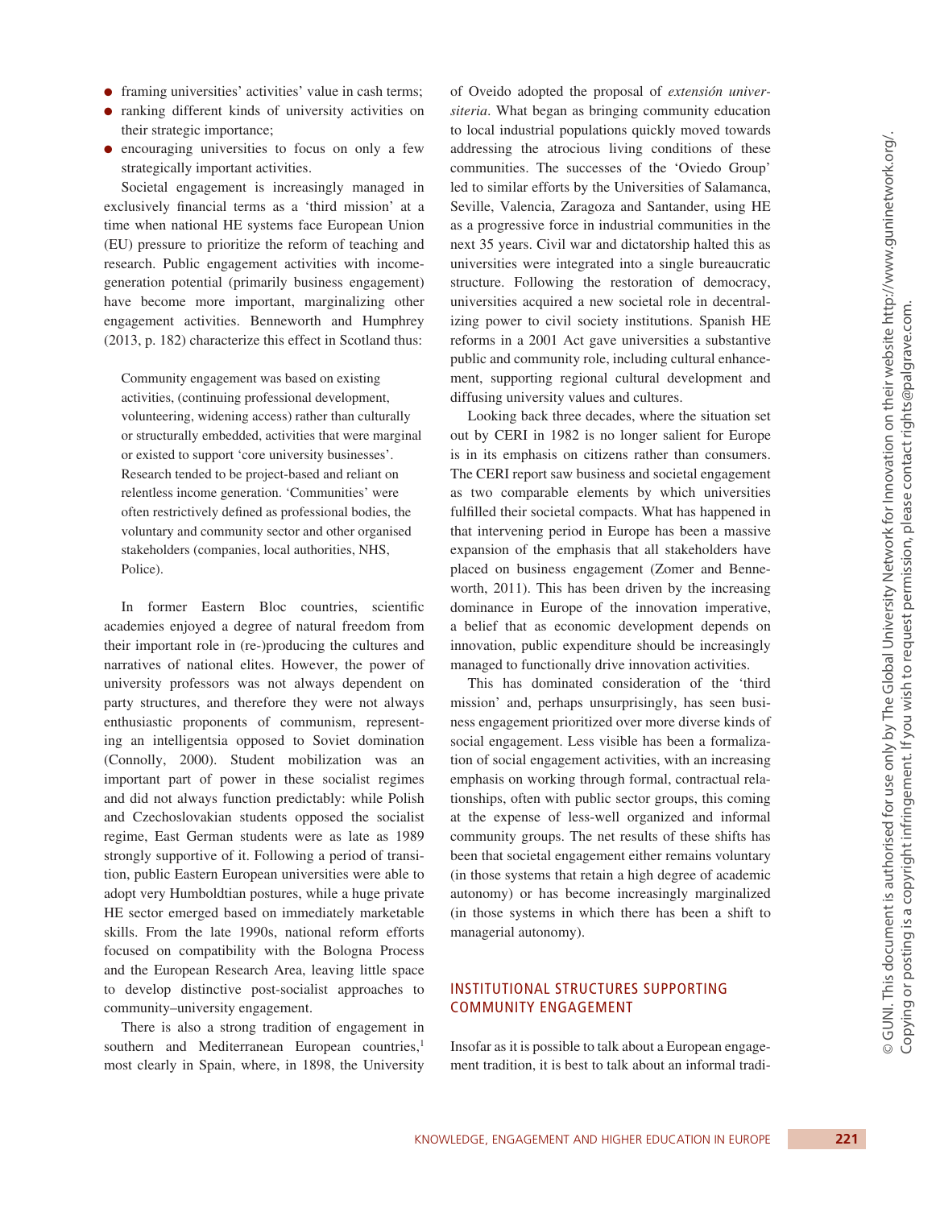- framing universities' activities' value in cash terms;
- ranking different kinds of university activities on their strategic importance;
- encouraging universities to focus on only a few strategically important activities.

Societal engagement is increasingly managed in exclusively financial terms as a 'third mission' at a time when national HE systems face European Union (EU) pressure to prioritize the reform of teaching and research. Public engagement activities with income-generation potential (primarily business engagement) have become more important, marginalizing other engagement activities. Benneworth and Humphrey (2013, p. 182) characterize this effect in Scotland thus:

> Community engagement was based on existing activities, (continuing professional development, volunteering, widening access) rather than culturally or structurally embedded, activities that were marginal or existed to support 'core university businesses'. Research tended to be project-based and reliant on relentless income generation. 'Communities' were often restrictively defined as professional bodies, the voluntary and community sector and other organised stakeholders (companies, local authorities, NHS, Police).

In former Eastern Bloc countries, scientific academies enjoyed a degree of natural freedom from their important role in (re-)producing the cultures and narratives of national elites. However, the power of university professors was not always dependent on party structures, and therefore they were not always enthusiastic proponents of communism, representing an intelligentsia opposed to Soviet domination (Connolly, 2000). Student mobilization was an important part of power in these socialist regimes and did not always function predictably: while Polish and Czechoslovakian students opposed the socialist regime, East German students were as late as 1989 strongly supportive of it. Following a period of transition, public Eastern European universities were able to adopt very Humboldtian postures, while a huge private HE sector emerged based on immediately marketable skills. From the late 1990s, national reform efforts focused on compatibility with the Bologna Process and the European Research Area, leaving little space to develop distinctive post-socialist approaches to community–university engagement.

There is also a strong tradition of engagement in southern and Mediterranean European countries,[1] most clearly in Spain, where, in 1898, the University of Oveido adopted the proposal of *extensión universiteria*. What began as bringing community education to local industrial populations quickly moved towards addressing the atrocious living conditions of these communities. The successes of the 'Oviedo Group' led to similar efforts by the Universities of Salamanca, Seville, Valencia, Zaragoza and Santander, using HE as a progressive force in industrial communities in the next 35 years. Civil war and dictatorship halted this as universities were integrated into a single bureaucratic structure. Following the restoration of democracy, universities acquired a new societal role in decentralizing power to civil society institutions. Spanish HE reforms in a 2001 Act gave universities a substantive public and community role, including cultural enhancement, supporting regional cultural development and diffusing university values and cultures.

Looking back three decades, where the situation set out by CERI in 1982 is no longer salient for Europe is in its emphasis on citizens rather than consumers. The CERI report saw business and societal engagement as two comparable elements by which universities fulfilled their societal compacts. What has happened in that intervening period in Europe has been a massive expansion of the emphasis that all stakeholders have placed on business engagement (Zomer and Benneworth, 2011). This has been driven by the increasing dominance in Europe of the innovation imperative, a belief that as economic development depends on innovation, public expenditure should be increasingly managed to functionally drive innovation activities.

This has dominated consideration of the 'third mission' and, perhaps unsurprisingly, has seen business engagement prioritized over more diverse kinds of social engagement. Less visible has been a formalization of social engagement activities, with an increasing emphasis on working through formal, contractual relationships, often with public sector groups, this coming at the expense of less-well organized and informal community groups. The net results of these shifts has been that societal engagement either remains voluntary (in those systems that retain a high degree of academic autonomy) or has become increasingly marginalized (in those systems in which there has been a shift to managerial autonomy).

## INSTITUTIONAL STRUCTURES SUPPORTING COMMUNITY ENGAGEMENT

Insofar as it is possible to talk about a European engagement tradition, it is best to talk about an informal tradi-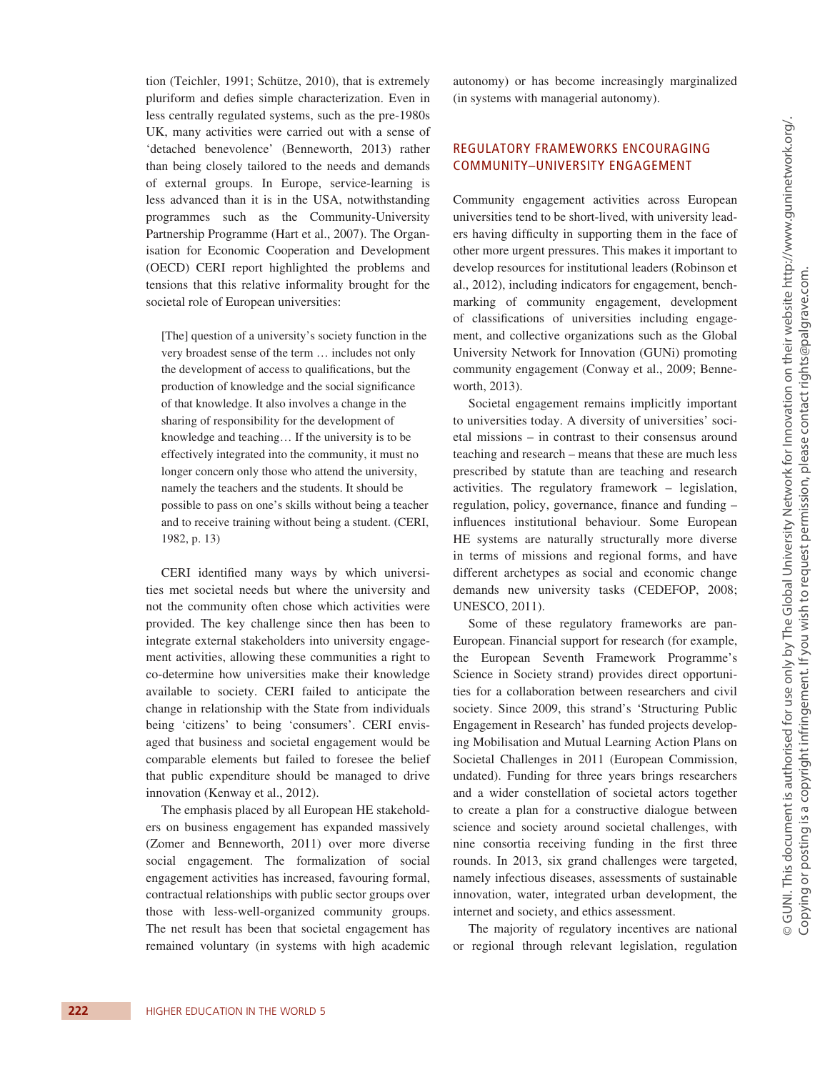tion (Teichler, 1991; Schütze, 2010), that is extremely pluriform and defies simple characterization. Even in less centrally regulated systems, such as the pre-1980s UK, many activities were carried out with a sense of 'detached benevolence' (Benneworth, 2013) rather than being closely tailored to the needs and demands of external groups. In Europe, service-learning is less advanced than it is in the USA, notwithstanding programmes such as the Community-University Partnership Programme (Hart et al., 2007). The Organisation for Economic Cooperation and Development (OECD) CERI report highlighted the problems and tensions that this relative informality brought for the societal role of European universities:

> [The] question of a university's society function in the very broadest sense of the term … includes not only the development of access to qualifications, but the production of knowledge and the social significance of that knowledge. It also involves a change in the sharing of responsibility for the development of knowledge and teaching… If the university is to be effectively integrated into the community, it must no longer concern only those who attend the university, namely the teachers and the students. It should be possible to pass on one's skills without being a teacher and to receive training without being a student. (CERI, 1982, p. 13)

CERI identified many ways by which universities met societal needs but where the university and not the community often chose which activities were provided. The key challenge since then has been to integrate external stakeholders into university engagement activities, allowing these communities a right to co-determine how universities make their knowledge available to society. CERI failed to anticipate the change in relationship with the State from individuals being 'citizens' to being 'consumers'. CERI envisaged that business and societal engagement would be comparable elements but failed to foresee the belief that public expenditure should be managed to drive innovation (Kenway et al., 2012).

The emphasis placed by all European HE stakeholders on business engagement has expanded massively (Zomer and Benneworth, 2011) over more diverse social engagement. The formalization of social engagement activities has increased, favouring formal, contractual relationships with public sector groups over those with less-well-organized community groups. The net result has been that societal engagement has remained voluntary (in systems with high academic autonomy) or has become increasingly marginalized (in systems with managerial autonomy).

## REGULATORY FRAMEWORKS ENCOURAGING COMMUNITY–UNIVERSITY ENGAGEMENT

Community engagement activities across European universities tend to be short-lived, with university leaders having difficulty in supporting them in the face of other more urgent pressures. This makes it important to develop resources for institutional leaders (Robinson et al., 2012), including indicators for engagement, benchmarking of community engagement, development of classifications of universities including engagement, and collective organizations such as the Global University Network for Innovation (GUNi) promoting community engagement (Conway et al., 2009; Benneworth, 2013).

Societal engagement remains implicitly important to universities today. A diversity of universities' societal missions – in contrast to their consensus around teaching and research – means that these are much less prescribed by statute than are teaching and research activities. The regulatory framework – legislation, regulation, policy, governance, finance and funding – influences institutional behaviour. Some European HE systems are naturally structurally more diverse in terms of missions and regional forms, and have different archetypes as social and economic change demands new university tasks (CEDEFOP, 2008; UNESCO, 2011).

Some of these regulatory frameworks are pan-European. Financial support for research (for example, the European Seventh Framework Programme's Science in Society strand) provides direct opportunities for a collaboration between researchers and civil society. Since 2009, this strand's 'Structuring Public Engagement in Research' has funded projects developing Mobilisation and Mutual Learning Action Plans on Societal Challenges in 2011 (European Commission, undated). Funding for three years brings researchers and a wider constellation of societal actors together to create a plan for a constructive dialogue between science and society around societal challenges, with nine consortia receiving funding in the first three rounds. In 2013, six grand challenges were targeted, namely infectious diseases, assessments of sustainable innovation, water, integrated urban development, the internet and society, and ethics assessment.

The majority of regulatory incentives are national or regional through relevant legislation, regulation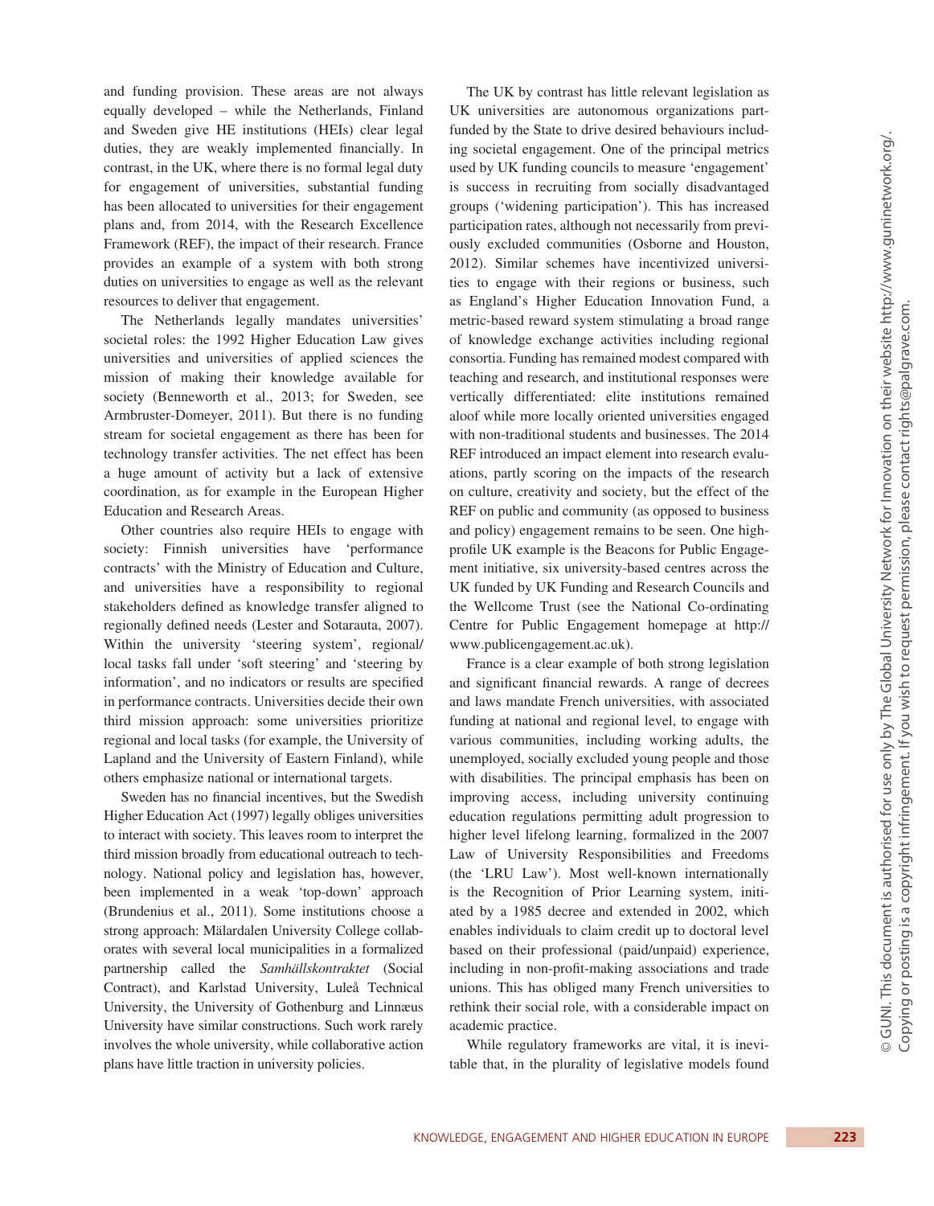and funding provision. These areas are not always equally developed – while the Netherlands, Finland and Sweden give HE institutions (HEIs) clear legal duties, they are weakly implemented financially. In contrast, in the UK, where there is no formal legal duty for engagement of universities, substantial funding has been allocated to universities for their engagement plans and, from 2014, with the Research Excellence Framework (REF), the impact of their research. France provides an example of a system with both strong duties on universities to engage as well as the relevant resources to deliver that engagement.

The Netherlands legally mandates universities' societal roles: the 1992 Higher Education Law gives universities and universities of applied sciences the mission of making their knowledge available for society (Benneworth et al., 2013; for Sweden, see Armbruster-Domeyer, 2011). But there is no funding stream for societal engagement as there has been for technology transfer activities. The net effect has been a huge amount of activity but a lack of extensive coordination, as for example in the European Higher Education and Research Areas.

Other countries also require HEIs to engage with society: Finnish universities have 'performance contracts' with the Ministry of Education and Culture, and universities have a responsibility to regional stakeholders defined as knowledge transfer aligned to regionally defined needs (Lester and Sotarauta, 2007). Within the university 'steering system', regional/local tasks fall under 'soft steering' and 'steering by information', and no indicators or results are specified in performance contracts. Universities decide their own third mission approach: some universities prioritize regional and local tasks (for example, the University of Lapland and the University of Eastern Finland), while others emphasize national or international targets.

Sweden has no financial incentives, but the Swedish Higher Education Act (1997) legally obliges universities to interact with society. This leaves room to interpret the third mission broadly from educational outreach to technology. National policy and legislation has, however, been implemented in a weak 'top-down' approach (Brundenius et al., 2011). Some institutions choose a strong approach: Mälardalen University College collaborates with several local municipalities in a formalized partnership called the *Samhällskontraktet* (Social Contract), and Karlstad University, Luleå Technical University, the University of Gothenburg and Linnæus University have similar constructions. Such work rarely involves the whole university, while collaborative action plans have little traction in university policies.

The UK by contrast has little relevant legislation as UK universities are autonomous organizations part-funded by the State to drive desired behaviours including societal engagement. One of the principal metrics used by UK funding councils to measure 'engagement' is success in recruiting from socially disadvantaged groups ('widening participation'). This has increased participation rates, although not necessarily from previously excluded communities (Osborne and Houston, 2012). Similar schemes have incentivized universities to engage with their regions or business, such as England's Higher Education Innovation Fund, a metric-based reward system stimulating a broad range of knowledge exchange activities including regional consortia. Funding has remained modest compared with teaching and research, and institutional responses were vertically differentiated: elite institutions remained aloof while more locally oriented universities engaged with non-traditional students and businesses. The 2014 REF introduced an impact element into research evaluations, partly scoring on the impacts of the research on culture, creativity and society, but the effect of the REF on public and community (as opposed to business and policy) engagement remains to be seen. One high-profile UK example is the Beacons for Public Engagement initiative, six university-based centres across the UK funded by UK Funding and Research Councils and the Wellcome Trust (see the National Co-ordinating Centre for Public Engagement homepage at http://www.publicengagement.ac.uk).

France is a clear example of both strong legislation and significant financial rewards. A range of decrees and laws mandate French universities, with associated funding at national and regional level, to engage with various communities, including working adults, the unemployed, socially excluded young people and those with disabilities. The principal emphasis has been on improving access, including university continuing education regulations permitting adult progression to higher level lifelong learning, formalized in the 2007 Law of University Responsibilities and Freedoms (the 'LRU Law'). Most well-known internationally is the Recognition of Prior Learning system, initiated by a 1985 decree and extended in 2002, which enables individuals to claim credit up to doctoral level based on their professional (paid/unpaid) experience, including in non-profit-making associations and trade unions. This has obliged many French universities to rethink their social role, with a considerable impact on academic practice.

While regulatory frameworks are vital, it is inevitable that, in the plurality of legislative models found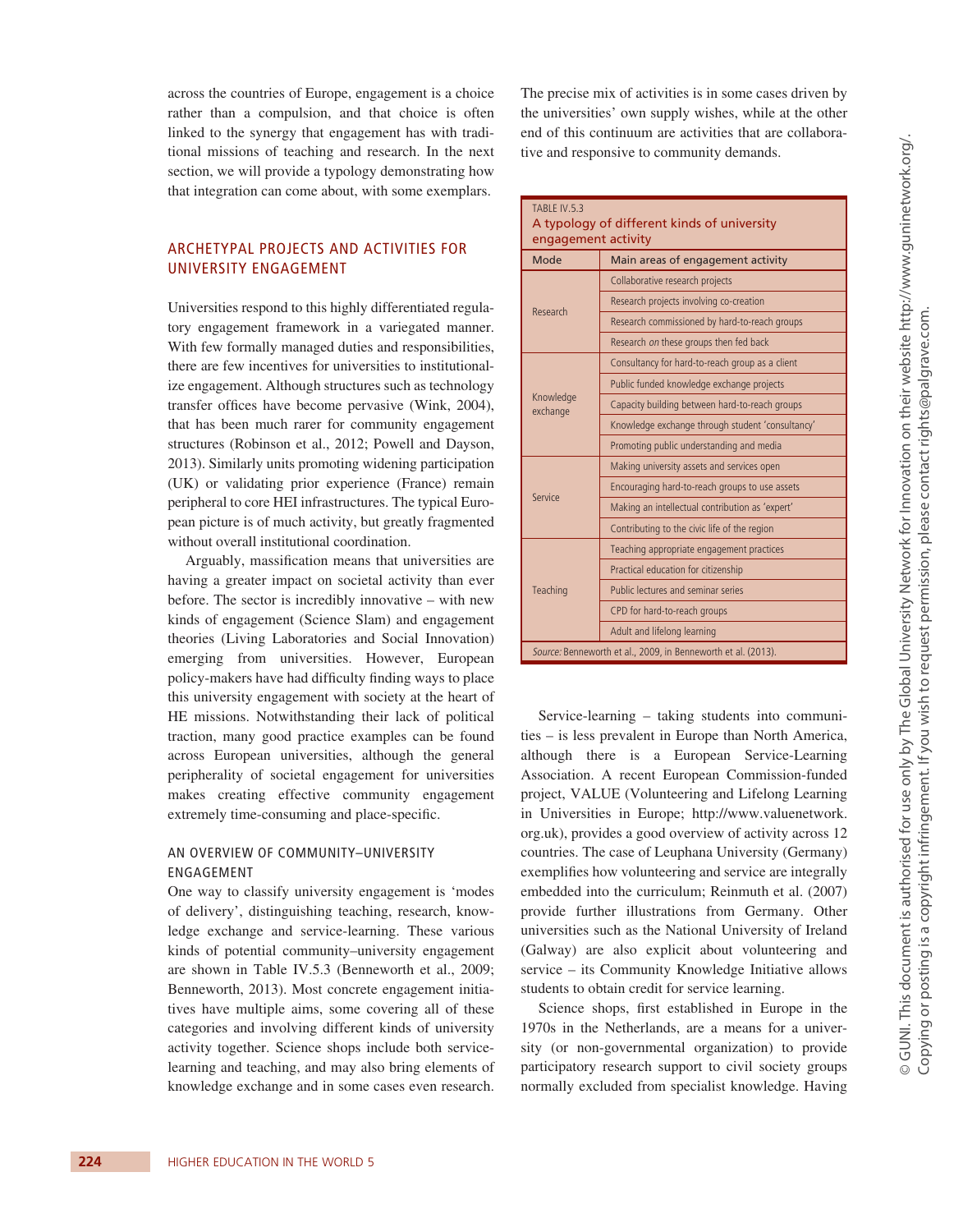across the countries of Europe, engagement is a choice rather than a compulsion, and that choice is often linked to the synergy that engagement has with traditional missions of teaching and research. In the next section, we will provide a typology demonstrating how that integration can come about, with some exemplars.

## ARCHETYPAL PROJECTS AND ACTIVITIES FOR UNIVERSITY ENGAGEMENT

Universities respond to this highly differentiated regulatory engagement framework in a variegated manner. With few formally managed duties and responsibilities, there are few incentives for universities to institutionalize engagement. Although structures such as technology transfer offices have become pervasive (Wink, 2004), that has been much rarer for community engagement structures (Robinson et al., 2012; Powell and Dayson, 2013). Similarly units promoting widening participation (UK) or validating prior experience (France) remain peripheral to core HEI infrastructures. The typical European picture is of much activity, but greatly fragmented without overall institutional coordination.

Arguably, massification means that universities are having a greater impact on societal activity than ever before. The sector is incredibly innovative – with new kinds of engagement (Science Slam) and engagement theories (Living Laboratories and Social Innovation) emerging from universities. However, European policy-makers have had difficulty finding ways to place this university engagement with society at the heart of HE missions. Notwithstanding their lack of political traction, many good practice examples can be found across European universities, although the general peripherality of societal engagement for universities makes creating effective community engagement extremely time-consuming and place-specific.

### AN OVERVIEW OF COMMUNITY–UNIVERSITY ENGAGEMENT

One way to classify university engagement is 'modes of delivery', distinguishing teaching, research, knowledge exchange and service-learning. These various kinds of potential community–university engagement are shown in Table IV.5.3 (Benneworth et al., 2009; Benneworth, 2013). Most concrete engagement initiatives have multiple aims, some covering all of these categories and involving different kinds of university activity together. Science shops include both service-learning and teaching, and may also bring elements of knowledge exchange and in some cases even research. The precise mix of activities is in some cases driven by the universities' own supply wishes, while at the other end of this continuum are activities that are collaborative and responsive to community demands.

TABLE IV.5.3
A typology of different kinds of university engagement activity

| Mode | Main areas of engagement activity |
|---|---|
| Research | Collaborative research projects |
| | Research projects involving co-creation |
| | Research commissioned by hard-to-reach groups |
| | Research *on* these groups then fed back |
| Knowledge exchange | Consultancy for hard-to-reach group as a client |
| | Public funded knowledge exchange projects |
| | Capacity building between hard-to-reach groups |
| | Knowledge exchange through student 'consultancy' |
| | Promoting public understanding and media |
| Service | Making university assets and services open |
| | Encouraging hard-to-reach groups to use assets |
| | Making an intellectual contribution as 'expert' |
| | Contributing to the civic life of the region |
| Teaching | Teaching appropriate engagement practices |
| | Practical education for citizenship |
| | Public lectures and seminar series |
| | CPD for hard-to-reach groups |
| | Adult and lifelong learning |

*Source:* Benneworth et al., 2009, in Benneworth et al. (2013).

Service-learning – taking students into communities – is less prevalent in Europe than North America, although there is a European Service-Learning Association. A recent European Commission-funded project, VALUE (Volunteering and Lifelong Learning in Universities in Europe; http://www.valuenetwork.org.uk), provides a good overview of activity across 12 countries. The case of Leuphana University (Germany) exemplifies how volunteering and service are integrally embedded into the curriculum; Reinmuth et al. (2007) provide further illustrations from Germany. Other universities such as the National University of Ireland (Galway) are also explicit about volunteering and service – its Community Knowledge Initiative allows students to obtain credit for service learning.

Science shops, first established in Europe in the 1970s in the Netherlands, are a means for a university (or non-governmental organization) to provide participatory research support to civil society groups normally excluded from specialist knowledge. Having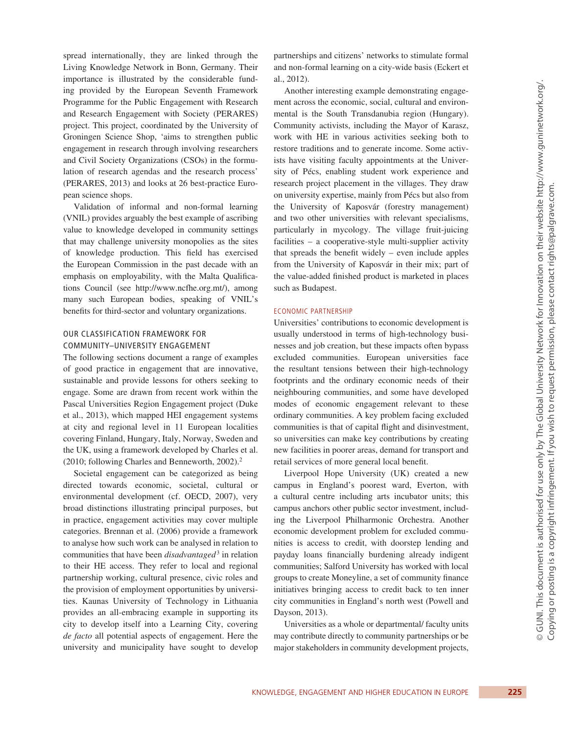spread internationally, they are linked through the Living Knowledge Network in Bonn, Germany. Their importance is illustrated by the considerable funding provided by the European Seventh Framework Programme for the Public Engagement with Research and Research Engagement with Society (PERARES) project. This project, coordinated by the University of Groningen Science Shop, 'aims to strengthen public engagement in research through involving researchers and Civil Society Organizations (CSOs) in the formulation of research agendas and the research process' (PERARES, 2013) and looks at 26 best-practice European science shops.

Validation of informal and non-formal learning (VNIL) provides arguably the best example of ascribing value to knowledge developed in community settings that may challenge university monopolies as the sites of knowledge production. This field has exercised the European Commission in the past decade with an emphasis on employability, with the Malta Qualifications Council (see http://www.ncfhe.org.mt/), among many such European bodies, speaking of VNIL's benefits for third-sector and voluntary organizations.

## OUR CLASSIFICATION FRAMEWORK FOR COMMUNITY–UNIVERSITY ENGAGEMENT

The following sections document a range of examples of good practice in engagement that are innovative, sustainable and provide lessons for others seeking to engage. Some are drawn from recent work within the Pascal Universities Region Engagement project (Duke et al., 2013), which mapped HEI engagement systems at city and regional level in 11 European localities covering Finland, Hungary, Italy, Norway, Sweden and the UK, using a framework developed by Charles et al. (2010; following Charles and Benneworth, 2002).[2]

Societal engagement can be categorized as being directed towards economic, societal, cultural or environmental development (cf. OECD, 2007), very broad distinctions illustrating principal purposes, but in practice, engagement activities may cover multiple categories. Brennan et al. (2006) provide a framework to analyse how such work can be analysed in relation to communities that have been *disadvantaged*[3] in relation to their HE access. They refer to local and regional partnership working, cultural presence, civic roles and the provision of employment opportunities by universities. Kaunas University of Technology in Lithuania provides an all-embracing example in supporting its city to develop itself into a Learning City, covering *de facto* all potential aspects of engagement. Here the university and municipality have sought to develop partnerships and citizens' networks to stimulate formal and non-formal learning on a city-wide basis (Eckert et al., 2012).

Another interesting example demonstrating engagement across the economic, social, cultural and environmental is the South Transdanubia region (Hungary). Community activists, including the Mayor of Karasz, work with HE in various activities seeking both to restore traditions and to generate income. Some activists have visiting faculty appointments at the University of Pécs, enabling student work experience and research project placement in the villages. They draw on university expertise, mainly from Pécs but also from the University of Kaposvár (forestry management) and two other universities with relevant specialisms, particularly in mycology. The village fruit-juicing facilities – a cooperative-style multi-supplier activity that spreads the benefit widely – even include apples from the University of Kaposvár in their mix; part of the value-added finished product is marketed in places such as Budapest.

### ECONOMIC PARTNERSHIP

Universities' contributions to economic development is usually understood in terms of high-technology businesses and job creation, but these impacts often bypass excluded communities. European universities face the resultant tensions between their high-technology footprints and the ordinary economic needs of their neighbouring communities, and some have developed modes of economic engagement relevant to these ordinary communities. A key problem facing excluded communities is that of capital flight and disinvestment, so universities can make key contributions by creating new facilities in poorer areas, demand for transport and retail services of more general local benefit.

Liverpool Hope University (UK) created a new campus in England's poorest ward, Everton, with a cultural centre including arts incubator units; this campus anchors other public sector investment, including the Liverpool Philharmonic Orchestra. Another economic development problem for excluded communities is access to credit, with doorstep lending and payday loans financially burdening already indigent communities; Salford University has worked with local groups to create Moneyline, a set of community finance initiatives bringing access to credit back to ten inner city communities in England's north west (Powell and Dayson, 2013).

Universities as a whole or departmental/ faculty units may contribute directly to community partnerships or be major stakeholders in community development projects,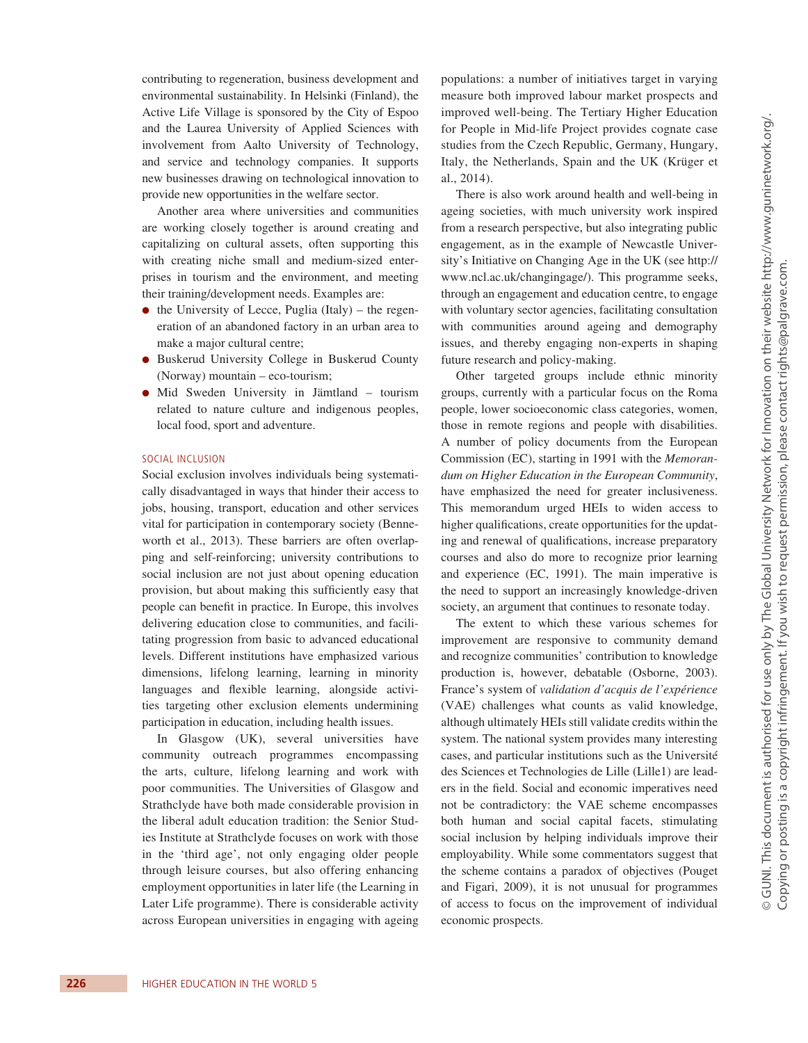contributing to regeneration, business development and environmental sustainability. In Helsinki (Finland), the Active Life Village is sponsored by the City of Espoo and the Laurea University of Applied Sciences with involvement from Aalto University of Technology, and service and technology companies. It supports new businesses drawing on technological innovation to provide new opportunities in the welfare sector.

Another area where universities and communities are working closely together is around creating and capitalizing on cultural assets, often supporting this with creating niche small and medium-sized enterprises in tourism and the environment, and meeting their training/development needs. Examples are:

- the University of Lecce, Puglia (Italy) – the regeneration of an abandoned factory in an urban area to make a major cultural centre;
- Buskerud University College in Buskerud County (Norway) mountain – eco-tourism;
- Mid Sweden University in Jämtland – tourism related to nature culture and indigenous peoples, local food, sport and adventure.

### SOCIAL INCLUSION

Social exclusion involves individuals being systematically disadvantaged in ways that hinder their access to jobs, housing, transport, education and other services vital for participation in contemporary society (Benneworth et al., 2013). These barriers are often overlapping and self-reinforcing; university contributions to social inclusion are not just about opening education provision, but about making this sufficiently easy that people can benefit in practice. In Europe, this involves delivering education close to communities, and facilitating progression from basic to advanced educational levels. Different institutions have emphasized various dimensions, lifelong learning, learning in minority languages and flexible learning, alongside activities targeting other exclusion elements undermining participation in education, including health issues.

In Glasgow (UK), several universities have community outreach programmes encompassing the arts, culture, lifelong learning and work with poor communities. The Universities of Glasgow and Strathclyde have both made considerable provision in the liberal adult education tradition: the Senior Studies Institute at Strathclyde focuses on work with those in the 'third age', not only engaging older people through leisure courses, but also offering enhancing employment opportunities in later life (the Learning in Later Life programme). There is considerable activity across European universities in engaging with ageing populations: a number of initiatives target in varying measure both improved labour market prospects and improved well-being. The Tertiary Higher Education for People in Mid-life Project provides cognate case studies from the Czech Republic, Germany, Hungary, Italy, the Netherlands, Spain and the UK (Krüger et al., 2014).

There is also work around health and well-being in ageing societies, with much university work inspired from a research perspective, but also integrating public engagement, as in the example of Newcastle University's Initiative on Changing Age in the UK (see http://www.ncl.ac.uk/changingage/). This programme seeks, through an engagement and education centre, to engage with voluntary sector agencies, facilitating consultation with communities around ageing and demography issues, and thereby engaging non-experts in shaping future research and policy-making.

Other targeted groups include ethnic minority groups, currently with a particular focus on the Roma people, lower socioeconomic class categories, women, those in remote regions and people with disabilities. A number of policy documents from the European Commission (EC), starting in 1991 with the *Memorandum on Higher Education in the European Community*, have emphasized the need for greater inclusiveness. This memorandum urged HEIs to widen access to higher qualifications, create opportunities for the updating and renewal of qualifications, increase preparatory courses and also do more to recognize prior learning and experience (EC, 1991). The main imperative is the need to support an increasingly knowledge-driven society, an argument that continues to resonate today.

The extent to which these various schemes for improvement are responsive to community demand and recognize communities' contribution to knowledge production is, however, debatable (Osborne, 2003). France's system of *validation d'acquis de l'expérience* (VAE) challenges what counts as valid knowledge, although ultimately HEIs still validate credits within the system. The national system provides many interesting cases, and particular institutions such as the Université des Sciences et Technologies de Lille (Lille1) are leaders in the field. Social and economic imperatives need not be contradictory: the VAE scheme encompasses both human and social capital facets, stimulating social inclusion by helping individuals improve their employability. While some commentators suggest that the scheme contains a paradox of objectives (Pouget and Figari, 2009), it is not unusual for programmes of access to focus on the improvement of individual economic prospects.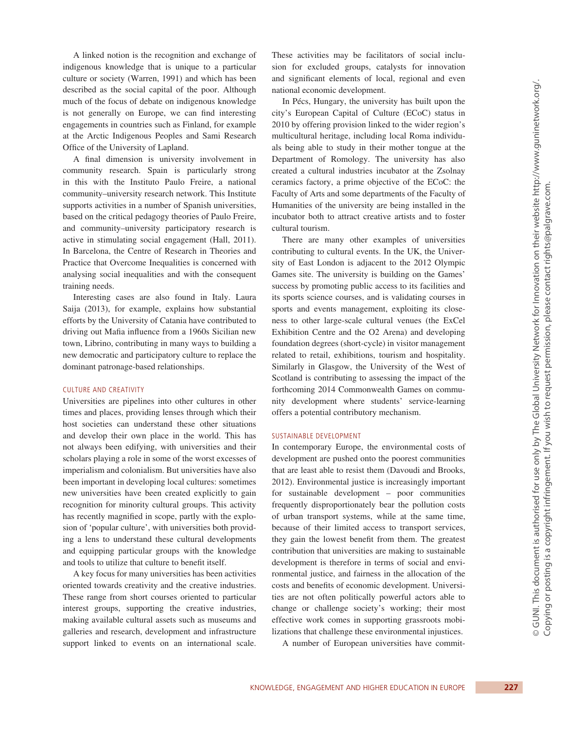A linked notion is the recognition and exchange of indigenous knowledge that is unique to a particular culture or society (Warren, 1991) and which has been described as the social capital of the poor. Although much of the focus of debate on indigenous knowledge is not generally on Europe, we can find interesting engagements in countries such as Finland, for example at the Arctic Indigenous Peoples and Sami Research Office of the University of Lapland.

A final dimension is university involvement in community research. Spain is particularly strong in this with the Instituto Paulo Freire, a national community–university research network. This Institute supports activities in a number of Spanish universities, based on the critical pedagogy theories of Paulo Freire, and community–university participatory research is active in stimulating social engagement (Hall, 2011). In Barcelona, the Centre of Research in Theories and Practice that Overcome Inequalities is concerned with analysing social inequalities and with the consequent training needs.

Interesting cases are also found in Italy. Laura Saija (2013), for example, explains how substantial efforts by the University of Catania have contributed to driving out Mafia influence from a 1960s Sicilian new town, Librino, contributing in many ways to building a new democratic and participatory culture to replace the dominant patronage-based relationships.

### CULTURE AND CREATIVITY

Universities are pipelines into other cultures in other times and places, providing lenses through which their host societies can understand these other situations and develop their own place in the world. This has not always been edifying, with universities and their scholars playing a role in some of the worst excesses of imperialism and colonialism. But universities have also been important in developing local cultures: sometimes new universities have been created explicitly to gain recognition for minority cultural groups. This activity has recently magnified in scope, partly with the explosion of 'popular culture', with universities both providing a lens to understand these cultural developments and equipping particular groups with the knowledge and tools to utilize that culture to benefit itself.

A key focus for many universities has been activities oriented towards creativity and the creative industries. These range from short courses oriented to particular interest groups, supporting the creative industries, making available cultural assets such as museums and galleries and research, development and infrastructure support linked to events on an international scale. These activities may be facilitators of social inclusion for excluded groups, catalysts for innovation and significant elements of local, regional and even national economic development.

In Pécs, Hungary, the university has built upon the city's European Capital of Culture (ECoC) status in 2010 by offering provision linked to the wider region's multicultural heritage, including local Roma individuals being able to study in their mother tongue at the Department of Romology. The university has also created a cultural industries incubator at the Zsolnay ceramics factory, a prime objective of the ECoC: the Faculty of Arts and some departments of the Faculty of Humanities of the university are being installed in the incubator both to attract creative artists and to foster cultural tourism.

There are many other examples of universities contributing to cultural events. In the UK, the University of East London is adjacent to the 2012 Olympic Games site. The university is building on the Games' success by promoting public access to its facilities and its sports science courses, and is validating courses in sports and events management, exploiting its closeness to other large-scale cultural venues (the ExCel Exhibition Centre and the O2 Arena) and developing foundation degrees (short-cycle) in visitor management related to retail, exhibitions, tourism and hospitality. Similarly in Glasgow, the University of the West of Scotland is contributing to assessing the impact of the forthcoming 2014 Commonwealth Games on community development where students' service-learning offers a potential contributory mechanism.

### SUSTAINABLE DEVELOPMENT

In contemporary Europe, the environmental costs of development are pushed onto the poorest communities that are least able to resist them (Davoudi and Brooks, 2012). Environmental justice is increasingly important for sustainable development – poor communities frequently disproportionately bear the pollution costs of urban transport systems, while at the same time, because of their limited access to transport services, they gain the lowest benefit from them. The greatest contribution that universities are making to sustainable development is therefore in terms of social and environmental justice, and fairness in the allocation of the costs and benefits of economic development. Universities are not often politically powerful actors able to change or challenge society's working; their most effective work comes in supporting grassroots mobilizations that challenge these environmental injustices.

A number of European universities have commit-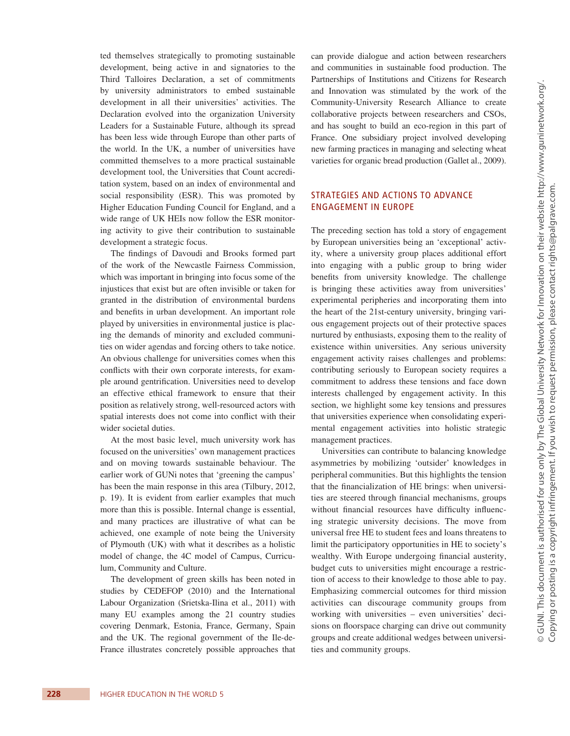ted themselves strategically to promoting sustainable development, being active in and signatories to the Third Talloires Declaration, a set of commitments by university administrators to embed sustainable development in all their universities' activities. The Declaration evolved into the organization University Leaders for a Sustainable Future, although its spread has been less wide through Europe than other parts of the world. In the UK, a number of universities have committed themselves to a more practical sustainable development tool, the Universities that Count accreditation system, based on an index of environmental and social responsibility (ESR). This was promoted by Higher Education Funding Council for England, and a wide range of UK HEIs now follow the ESR monitoring activity to give their contribution to sustainable development a strategic focus.

The findings of Davoudi and Brooks formed part of the work of the Newcastle Fairness Commission, which was important in bringing into focus some of the injustices that exist but are often invisible or taken for granted in the distribution of environmental burdens and benefits in urban development. An important role played by universities in environmental justice is placing the demands of minority and excluded communities on wider agendas and forcing others to take notice. An obvious challenge for universities comes when this conflicts with their own corporate interests, for example around gentrification. Universities need to develop an effective ethical framework to ensure that their position as relatively strong, well-resourced actors with spatial interests does not come into conflict with their wider societal duties.

At the most basic level, much university work has focused on the universities' own management practices and on moving towards sustainable behaviour. The earlier work of GUNi notes that 'greening the campus' has been the main response in this area (Tilbury, 2012, p. 19). It is evident from earlier examples that much more than this is possible. Internal change is essential, and many practices are illustrative of what can be achieved, one example of note being the University of Plymouth (UK) with what it describes as a holistic model of change, the 4C model of Campus, Curriculum, Community and Culture.

The development of green skills has been noted in studies by CEDEFOP (2010) and the International Labour Organization (Srietska-Ilina et al., 2011) with many EU examples among the 21 country studies covering Denmark, Estonia, France, Germany, Spain and the UK. The regional government of the Ile-de-France illustrates concretely possible approaches that can provide dialogue and action between researchers and communities in sustainable food production. The Partnerships of Institutions and Citizens for Research and Innovation was stimulated by the work of the Community-University Research Alliance to create collaborative projects between researchers and CSOs, and has sought to build an eco-region in this part of France. One subsidiary project involved developing new farming practices in managing and selecting wheat varieties for organic bread production (Gallet al., 2009).

## STRATEGIES AND ACTIONS TO ADVANCE ENGAGEMENT IN EUROPE

The preceding section has told a story of engagement by European universities being an 'exceptional' activity, where a university group places additional effort into engaging with a public group to bring wider benefits from university knowledge. The challenge is bringing these activities away from universities' experimental peripheries and incorporating them into the heart of the 21st-century university, bringing various engagement projects out of their protective spaces nurtured by enthusiasts, exposing them to the reality of existence within universities. Any serious university engagement activity raises challenges and problems: contributing seriously to European society requires a commitment to address these tensions and face down interests challenged by engagement activity. In this section, we highlight some key tensions and pressures that universities experience when consolidating experimental engagement activities into holistic strategic management practices.

Universities can contribute to balancing knowledge asymmetries by mobilizing 'outsider' knowledges in peripheral communities. But this highlights the tension that the financialization of HE brings: when universities are steered through financial mechanisms, groups without financial resources have difficulty influencing strategic university decisions. The move from universal free HE to student fees and loans threatens to limit the participatory opportunities in HE to society's wealthy. With Europe undergoing financial austerity, budget cuts to universities might encourage a restriction of access to their knowledge to those able to pay. Emphasizing commercial outcomes for third mission activities can discourage community groups from working with universities – even universities' decisions on floorspace charging can drive out community groups and create additional wedges between universities and community groups.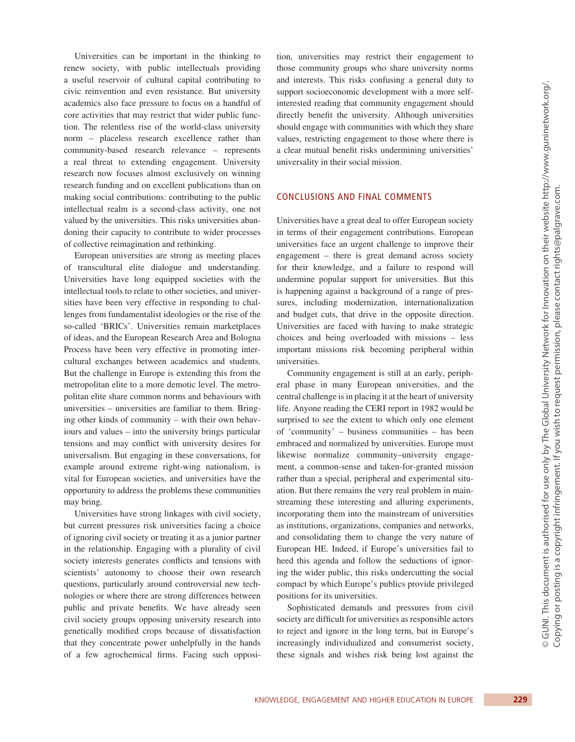Universities can be important in the thinking to renew society, with public intellectuals providing a useful reservoir of cultural capital contributing to civic reinvention and even resistance. But university academics also face pressure to focus on a handful of core activities that may restrict that wider public function. The relentless rise of the world-class university norm – placeless research excellence rather than community-based research relevance – represents a real threat to extending engagement. University research now focuses almost exclusively on winning research funding and on excellent publications than on making social contributions: contributing to the public intellectual realm is a second-class activity, one not valued by the universities. This risks universities abandoning their capacity to contribute to wider processes of collective reimagination and rethinking.

European universities are strong as meeting places of transcultural elite dialogue and understanding. Universities have long equipped societies with the intellectual tools to relate to other societies, and universities have been very effective in responding to challenges from fundamentalist ideologies or the rise of the so-called 'BRICs'. Universities remain marketplaces of ideas, and the European Research Area and Bologna Process have been very effective in promoting intercultural exchanges between academics and students. But the challenge in Europe is extending this from the metropolitan elite to a more demotic level. The metropolitan elite share common norms and behaviours with universities – universities are familiar to them. Bringing other kinds of community – with their own behaviours and values – into the university brings particular tensions and may conflict with university desires for universalism. But engaging in these conversations, for example around extreme right-wing nationalism, is vital for European societies, and universities have the opportunity to address the problems these communities may bring.

Universities have strong linkages with civil society, but current pressures risk universities facing a choice of ignoring civil society or treating it as a junior partner in the relationship. Engaging with a plurality of civil society interests generates conflicts and tensions with scientists' autonomy to choose their own research questions, particularly around controversial new technologies or where there are strong differences between public and private benefits. We have already seen civil society groups opposing university research into genetically modified crops because of dissatisfaction that they concentrate power unhelpfully in the hands of a few agrochemical firms. Facing such opposition, universities may restrict their engagement to those community groups who share university norms and interests. This risks confusing a general duty to support socioeconomic development with a more self-interested reading that community engagement should directly benefit the university. Although universities should engage with communities with which they share values, restricting engagement to those where there is a clear mutual benefit risks undermining universities' universality in their social mission.

## CONCLUSIONS AND FINAL COMMENTS

Universities have a great deal to offer European society in terms of their engagement contributions. European universities face an urgent challenge to improve their engagement – there is great demand across society for their knowledge, and a failure to respond will undermine popular support for universities. But this is happening against a background of a range of pressures, including modernization, internationalization and budget cuts, that drive in the opposite direction. Universities are faced with having to make strategic choices and being overloaded with missions – less important missions risk becoming peripheral within universities.

Community engagement is still at an early, peripheral phase in many European universities, and the central challenge is in placing it at the heart of university life. Anyone reading the CERI report in 1982 would be surprised to see the extent to which only one element of 'community' – business communities – has been embraced and normalized by universities. Europe must likewise normalize community–university engagement, a common-sense and taken-for-granted mission rather than a special, peripheral and experimental situation. But there remains the very real problem in mainstreaming these interesting and alluring experiments, incorporating them into the mainstream of universities as institutions, organizations, companies and networks, and consolidating them to change the very nature of European HE. Indeed, if Europe's universities fail to heed this agenda and follow the seductions of ignoring the wider public, this risks undercutting the social compact by which Europe's publics provide privileged positions for its universities.

Sophisticated demands and pressures from civil society are difficult for universities as responsible actors to reject and ignore in the long term, but in Europe's increasingly individualized and consumerist society, these signals and wishes risk being lost against the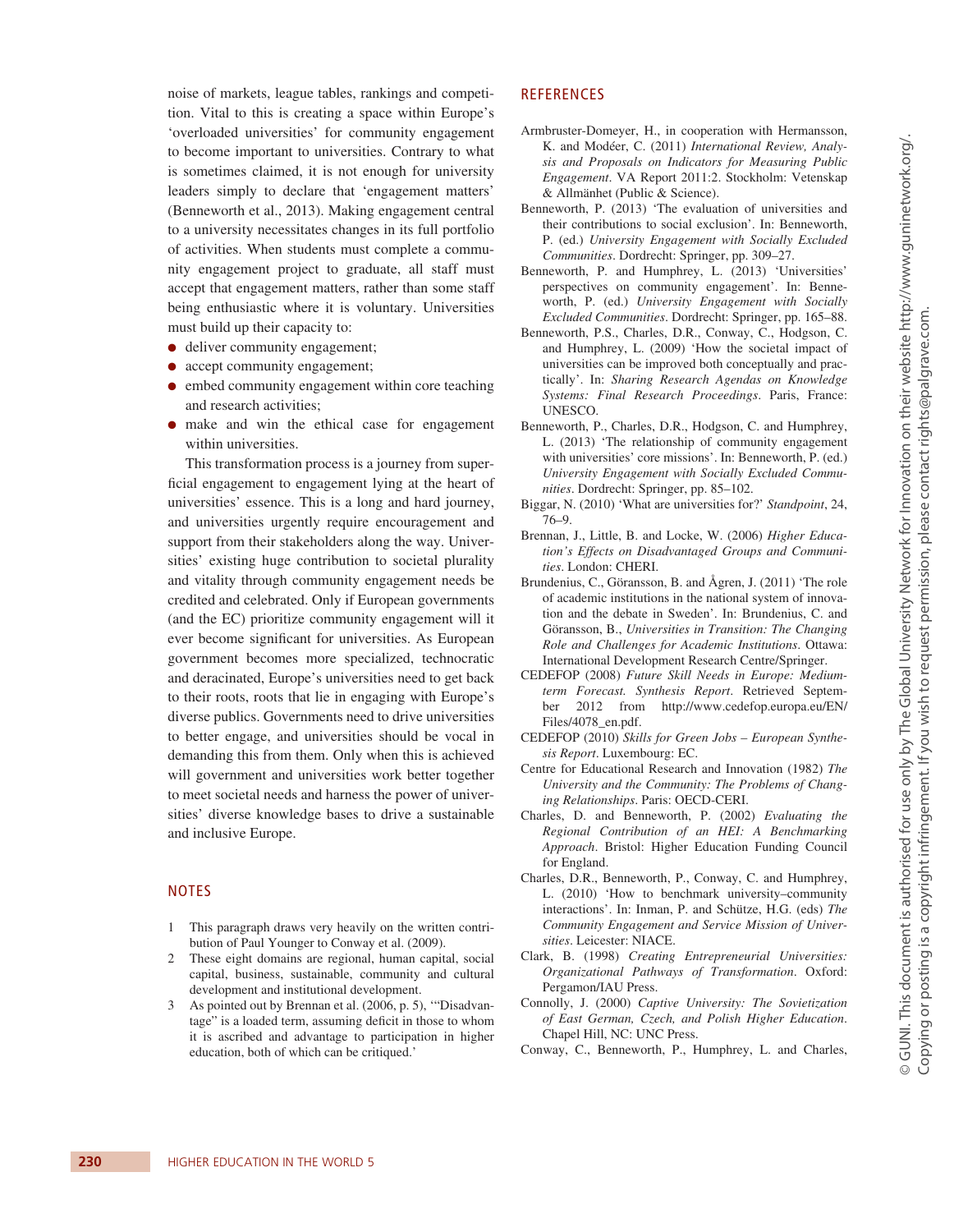noise of markets, league tables, rankings and competition. Vital to this is creating a space within Europe's 'overloaded universities' for community engagement to become important to universities. Contrary to what is sometimes claimed, it is not enough for university leaders simply to declare that 'engagement matters' (Benneworth et al., 2013). Making engagement central to a university necessitates changes in its full portfolio of activities. When students must complete a community engagement project to graduate, all staff must accept that engagement matters, rather than some staff being enthusiastic where it is voluntary. Universities must build up their capacity to:

- deliver community engagement;
- accept community engagement;
- embed community engagement within core teaching and research activities;
- make and win the ethical case for engagement within universities.

This transformation process is a journey from superficial engagement to engagement lying at the heart of universities' essence. This is a long and hard journey, and universities urgently require encouragement and support from their stakeholders along the way. Universities' existing huge contribution to societal plurality and vitality through community engagement needs be credited and celebrated. Only if European governments (and the EC) prioritize community engagement will it ever become significant for universities. As European government becomes more specialized, technocratic and deracinated, Europe's universities need to get back to their roots, roots that lie in engaging with Europe's diverse publics. Governments need to drive universities to better engage, and universities should be vocal in demanding this from them. Only when this is achieved will government and universities work better together to meet societal needs and harness the power of universities' diverse knowledge bases to drive a sustainable and inclusive Europe.

## NOTES

1. This paragraph draws very heavily on the written contribution of Paul Younger to Conway et al. (2009).
2. These eight domains are regional, human capital, social capital, business, sustainable, community and cultural development and institutional development.
3. As pointed out by Brennan et al. (2006, p. 5), '"Disadvantage" is a loaded term, assuming deficit in those to whom it is ascribed and advantage to participation in higher education, both of which can be critiqued.'

## REFERENCES

Armbruster-Domeyer, H., in cooperation with Hermansson, K. and Modéer, C. (2011) *International Review, Analysis and Proposals on Indicators for Measuring Public Engagement*. VA Report 2011:2. Stockholm: Vetenskap & Allmänhet (Public & Science).

Benneworth, P. (2013) 'The evaluation of universities and their contributions to social exclusion'. In: Benneworth, P. (ed.) *University Engagement with Socially Excluded Communities*. Dordrecht: Springer, pp. 309–27.

Benneworth, P. and Humphrey, L. (2013) 'Universities' perspectives on community engagement'. In: Benneworth, P. (ed.) *University Engagement with Socially Excluded Communities*. Dordrecht: Springer, pp. 165–88.

Benneworth, P.S., Charles, D.R., Conway, C., Hodgson, C. and Humphrey, L. (2009) 'How the societal impact of universities can be improved both conceptually and practically'. In: *Sharing Research Agendas on Knowledge Systems: Final Research Proceedings*. Paris, France: UNESCO.

Benneworth, P., Charles, D.R., Hodgson, C. and Humphrey, L. (2013) 'The relationship of community engagement with universities' core missions'. In: Benneworth, P. (ed.) *University Engagement with Socially Excluded Communities*. Dordrecht: Springer, pp. 85–102.

Biggar, N. (2010) 'What are universities for?' *Standpoint*, 24, 76–9.

Brennan, J., Little, B. and Locke, W. (2006) *Higher Education's Effects on Disadvantaged Groups and Communities*. London: CHERI.

Brundenius, C., Göransson, B. and Ågren, J. (2011) 'The role of academic institutions in the national system of innovation and the debate in Sweden'. In: Brundenius, C. and Göransson, B., *Universities in Transition: The Changing Role and Challenges for Academic Institutions*. Ottawa: International Development Research Centre/Springer.

CEDEFOP (2008) *Future Skill Needs in Europe: Medium-term Forecast. Synthesis Report*. Retrieved September 2012 from http://www.cedefop.europa.eu/EN/Files/4078_en.pdf.

CEDEFOP (2010) *Skills for Green Jobs – European Synthesis Report*. Luxembourg: EC.

Centre for Educational Research and Innovation (1982) *The University and the Community: The Problems of Changing Relationships*. Paris: OECD-CERI.

Charles, D. and Benneworth, P. (2002) *Evaluating the Regional Contribution of an HEI: A Benchmarking Approach*. Bristol: Higher Education Funding Council for England.

Charles, D.R., Benneworth, P., Conway, C. and Humphrey, L. (2010) 'How to benchmark university–community interactions'. In: Inman, P. and Schütze, H.G. (eds) *The Community Engagement and Service Mission of Universities*. Leicester: NIACE.

Clark, B. (1998) *Creating Entrepreneurial Universities: Organizational Pathways of Transformation*. Oxford: Pergamon/IAU Press.

Connolly, J. (2000) *Captive University: The Sovietization of East German, Czech, and Polish Higher Education*. Chapel Hill, NC: UNC Press.

Conway, C., Benneworth, P., Humphrey, L. and Charles,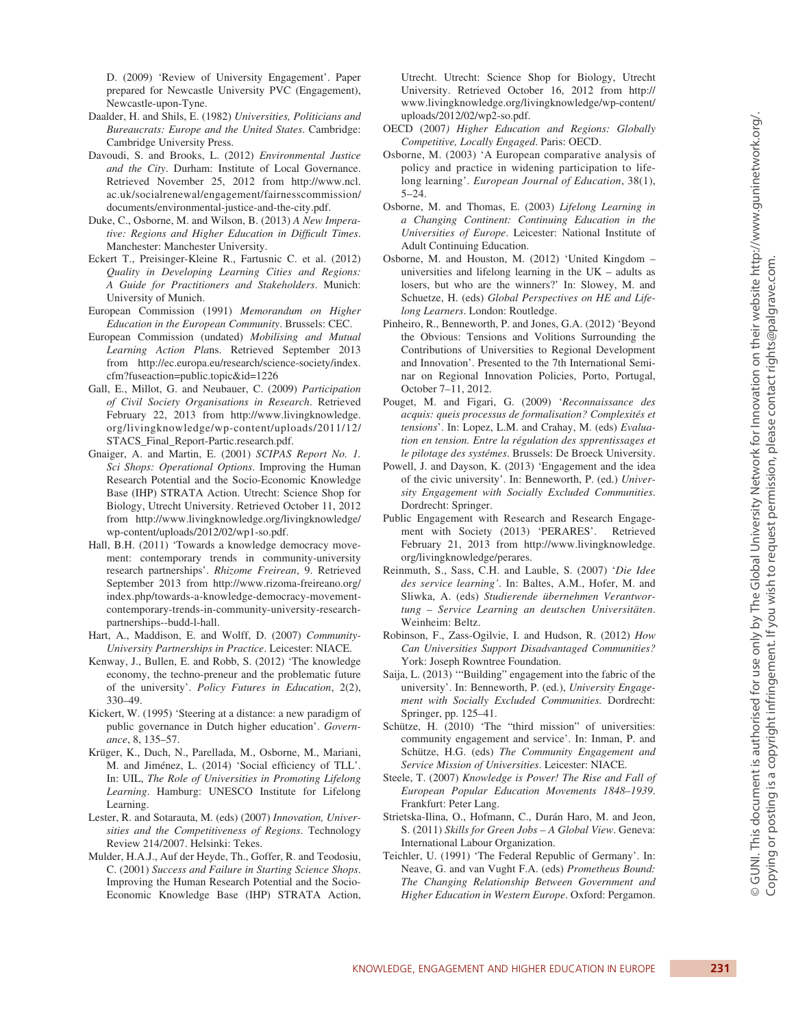D. (2009) 'Review of University Engagement'. Paper prepared for Newcastle University PVC (Engagement), Newcastle-upon-Tyne.

Daalder, H. and Shils, E. (1982) *Universities, Politicians and Bureaucrats: Europe and the United States*. Cambridge: Cambridge University Press.

Davoudi, S. and Brooks, L. (2012) *Environmental Justice and the City*. Durham: Institute of Local Governance. Retrieved November 25, 2012 from http://www.ncl.ac.uk/socialrenewal/engagement/fairnesscommission/documents/environmental-justice-and-the-city.pdf.

Duke, C., Osborne, M. and Wilson, B. (2013) *A New Imperative: Regions and Higher Education in Difficult Times*. Manchester: Manchester University.

Eckert T., Preisinger-Kleine R., Fartusnic C. et al. (2012) *Quality in Developing Learning Cities and Regions: A Guide for Practitioners and Stakeholders*. Munich: University of Munich.

European Commission (1991) *Memorandum on Higher Education in the European Community*. Brussels: CEC.

European Commission (undated) *Mobilising and Mutual Learning Action Plans*. Retrieved September 2013 from http://ec.europa.eu/research/science-society/index.cfm?fuseaction=public.topic&id=1226

Gall, E., Millot, G. and Neubauer, C. (2009) *Participation of Civil Society Organisations in Research*. Retrieved February 22, 2013 from http://www.livingknowledge.org/livingknowledge/wp-content/uploads/2011/12/STACS_Final_Report-Partic.research.pdf.

Gnaiger, A. and Martin, E. (2001) *SCIPAS Report No. 1. Sci Shops: Operational Options*. Improving the Human Research Potential and the Socio-Economic Knowledge Base (IHP) STRATA Action. Utrecht: Science Shop for Biology, Utrecht University. Retrieved October 11, 2012 from http://www.livingknowledge.org/livingknowledge/wp-content/uploads/2012/02/wp1-so.pdf.

Hall, B.H. (2011) 'Towards a knowledge democracy movement: contemporary trends in community-university research partnerships'. *Rhizome Freirean*, 9. Retrieved September 2013 from http://www.rizoma-freireano.org/index.php/towards-a-knowledge-democracy-movement-contemporary-trends-in-community-university-research-partnerships--budd-l-hall.

Hart, A., Maddison, E. and Wolff, D. (2007) *Community-University Partnerships in Practice*. Leicester: NIACE.

Kenway, J., Bullen, E. and Robb, S. (2012) 'The knowledge economy, the techno-preneur and the problematic future of the university'. *Policy Futures in Education*, 2(2), 330–49.

Kickert, W. (1995) 'Steering at a distance: a new paradigm of public governance in Dutch higher education'. *Governance*, 8, 135–57.

Krüger, K., Duch, N., Parellada, M., Osborne, M., Mariani, M. and Jiménez, L. (2014) 'Social efficiency of TLL'. In: UIL, *The Role of Universities in Promoting Lifelong Learning*. Hamburg: UNESCO Institute for Lifelong Learning.

Lester, R. and Sotarauta, M. (eds) (2007) *Innovation, Universities and the Competitiveness of Regions*. Technology Review 214/2007. Helsinki: Tekes.

Mulder, H.A.J., Auf der Heyde, Th., Goffer, R. and Teodosiu, C. (2001) *Success and Failure in Starting Science Shops*. Improving the Human Research Potential and the Socio-Economic Knowledge Base (IHP) STRATA Action, Utrecht. Utrecht: Science Shop for Biology, Utrecht University. Retrieved October 16, 2012 from http://www.livingknowledge.org/livingknowledge/wp-content/uploads/2012/02/wp2-so.pdf.

OECD (2007) *Higher Education and Regions: Globally Competitive, Locally Engaged*. Paris: OECD.

Osborne, M. (2003) 'A European comparative analysis of policy and practice in widening participation to lifelong learning'. *European Journal of Education*, 38(1), 5–24.

Osborne, M. and Thomas, E. (2003) *Lifelong Learning in a Changing Continent: Continuing Education in the Universities of Europe*. Leicester: National Institute of Adult Continuing Education.

Osborne, M. and Houston, M. (2012) 'United Kingdom – universities and lifelong learning in the UK – adults as losers, but who are the winners?' In: Slowey, M. and Schuetze, H. (eds) *Global Perspectives on HE and Lifelong Learners*. London: Routledge.

Pinheiro, R., Benneworth, P. and Jones, G.A. (2012) 'Beyond the Obvious: Tensions and Volitions Surrounding the Contributions of Universities to Regional Development and Innovation'. Presented to the 7th International Seminar on Regional Innovation Policies, Porto, Portugal, October 7–11, 2012.

Pouget, M. and Figari, G. (2009) '*Reconnaissance des acquis: queis processus de formalisation? Complexités et tensions*'. In: Lopez, L.M. and Crahay, M. (eds) *Evaluation en tension. Entre la régulation des spprentissages et le pilotage des systémes*. Brussels: De Broeck University.

Powell, J. and Dayson, K. (2013) 'Engagement and the idea of the civic university'. In: Benneworth, P. (ed.) *University Engagement with Socially Excluded Communities*. Dordrecht: Springer.

Public Engagement with Research and Research Engagement with Society (2013) 'PERARES'. Retrieved February 21, 2013 from http://www.livingknowledge.org/livingknowledge/perares.

Reinmuth, S., Sass, C.H. and Lauble, S. (2007) '*Die Idee des service learning'*. In: Baltes, A.M., Hofer, M. and Sliwka, A. (eds) *Studierende übernehmen Verantwortung – Service Learning an deutschen Universitäten*. Weinheim: Beltz.

Robinson, F., Zass-Ogilvie, I. and Hudson, R. (2012) *How Can Universities Support Disadvantaged Communities?* York: Joseph Rowntree Foundation.

Saija, L. (2013) '"Building" engagement into the fabric of the university'. In: Benneworth, P. (ed.), *University Engagement with Socially Excluded Communities.* Dordrecht: Springer, pp. 125–41.

Schütze, H. (2010) 'The "third mission" of universities: community engagement and service'. In: Inman, P. and Schütze, H.G. (eds) *The Community Engagement and Service Mission of Universities*. Leicester: NIACE.

Steele, T. (2007) *Knowledge is Power! The Rise and Fall of European Popular Education Movements 1848–1939*. Frankfurt: Peter Lang.

Strietska-Ilina, O., Hofmann, C., Durán Haro, M. and Jeon, S. (2011) *Skills for Green Jobs – A Global View*. Geneva: International Labour Organization.

Teichler, U. (1991) 'The Federal Republic of Germany'. In: Neave, G. and van Vught F.A. (eds) *Prometheus Bound: The Changing Relationship Between Government and Higher Education in Western Europe*. Oxford: Pergamon.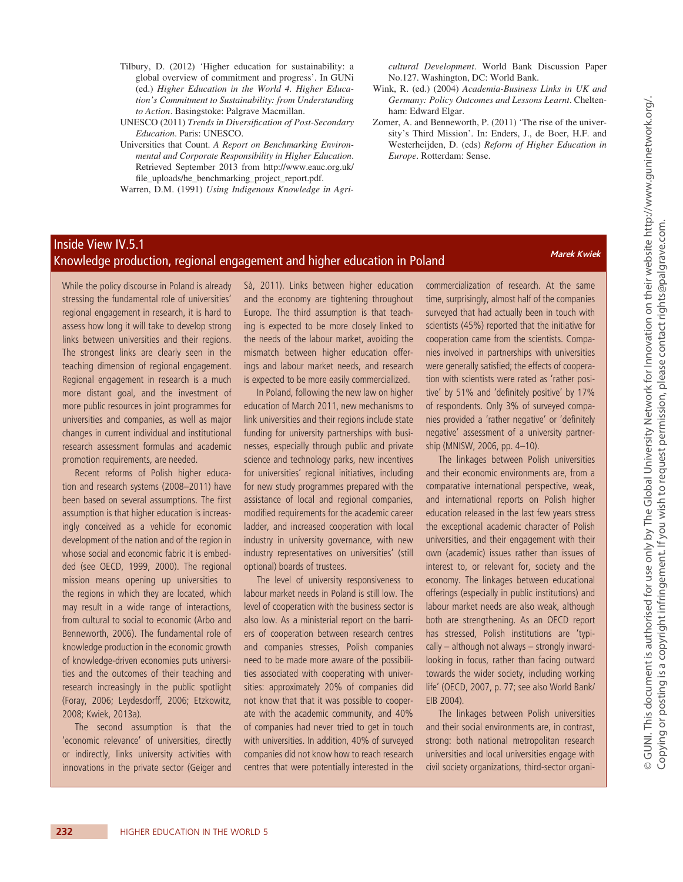Tilbury, D. (2012) 'Higher education for sustainability: a global overview of commitment and progress'. In GUNi (ed.) *Higher Education in the World 4. Higher Education's Commitment to Sustainability: from Understanding to Action*. Basingstoke: Palgrave Macmillan.

UNESCO (2011) *Trends in Diversification of Post-Secondary Education*. Paris: UNESCO.

Universities that Count. *A Report on Benchmarking Environmental and Corporate Responsibility in Higher Education*. Retrieved September 2013 from http://www.eauc.org.uk/file_uploads/he_benchmarking_project_report.pdf.

Warren, D.M. (1991) *Using Indigenous Knowledge in Agricultural Development*. World Bank Discussion Paper No.127. Washington, DC: World Bank.

Wink, R. (ed.) (2004) *Academia-Business Links in UK and Germany: Policy Outcomes and Lessons Learnt*. Cheltenham: Edward Elgar.

Zomer, A. and Benneworth, P. (2011) 'The rise of the university's Third Mission'. In: Enders, J., de Boer, H.F. and Westerheijden, D. (eds) *Reform of Higher Education in Europe*. Rotterdam: Sense.

## Inside View IV.5.1
## Knowledge production, regional engagement and higher education in Poland

***Marek Kwiek***

While the policy discourse in Poland is already stressing the fundamental role of universities' regional engagement in research, it is hard to assess how long it will take to develop strong links between universities and their regions. The strongest links are clearly seen in the teaching dimension of regional engagement. Regional engagement in research is a much more distant goal, and the investment of more public resources in joint programmes for universities and companies, as well as major changes in current individual and institutional research assessment formulas and academic promotion requirements, are needed.

Recent reforms of Polish higher education and research systems (2008–2011) have been based on several assumptions. The first assumption is that higher education is increasingly conceived as a vehicle for economic development of the nation and of the region in whose social and economic fabric it is embedded (see OECD, 1999, 2000). The regional mission means opening up universities to the regions in which they are located, which may result in a wide range of interactions, from cultural to social to economic (Arbo and Benneworth, 2006). The fundamental role of knowledge production in the economic growth of knowledge-driven economies puts universities and the outcomes of their teaching and research increasingly in the public spotlight (Foray, 2006; Leydesdorff, 2006; Etzkowitz, 2008; Kwiek, 2013a).

The second assumption is that the 'economic relevance' of universities, directly or indirectly, links university activities with innovations in the private sector (Geiger and Sà, 2011). Links between higher education and the economy are tightening throughout Europe. The third assumption is that teaching is expected to be more closely linked to the needs of the labour market, avoiding the mismatch between higher education offerings and labour market needs, and research is expected to be more easily commercialized.

In Poland, following the new law on higher education of March 2011, new mechanisms to link universities and their regions include state funding for university partnerships with businesses, especially through public and private science and technology parks, new incentives for universities' regional initiatives, including for new study programmes prepared with the assistance of local and regional companies, modified requirements for the academic career ladder, and increased cooperation with local industry in university governance, with new industry representatives on universities' (still optional) boards of trustees.

The level of university responsiveness to labour market needs in Poland is still low. The level of cooperation with the business sector is also low. As a ministerial report on the barriers of cooperation between research centres and companies stresses, Polish companies need to be made more aware of the possibilities associated with cooperating with universities: approximately 20% of companies did not know that that it was possible to cooperate with the academic community, and 40% of companies had never tried to get in touch with universities. In addition, 40% of surveyed companies did not know how to reach research centres that were potentially interested in the commercialization of research. At the same time, surprisingly, almost half of the companies surveyed that had actually been in touch with scientists (45%) reported that the initiative for cooperation came from the scientists. Companies involved in partnerships with universities were generally satisfied; the effects of cooperation with scientists were rated as 'rather positive' by 51% and 'definitely positive' by 17% of respondents. Only 3% of surveyed companies provided a 'rather negative' or 'definitely negative' assessment of a university partnership (MNISW, 2006, pp. 4–10).

The linkages between Polish universities and their economic environments are, from a comparative international perspective, weak, and international reports on Polish higher education released in the last few years stress the exceptional academic character of Polish universities, and their engagement with their own (academic) issues rather than issues of interest to, or relevant for, society and the economy. The linkages between educational offerings (especially in public institutions) and labour market needs are also weak, although both are strengthening. As an OECD report has stressed, Polish institutions are 'typically – although not always – strongly inward-looking in focus, rather than facing outward towards the wider society, including working life' (OECD, 2007, p. 77; see also World Bank/EIB 2004).

The linkages between Polish universities and their social environments are, in contrast, strong: both national metropolitan research universities and local universities engage with civil society organizations, third-sector organi-